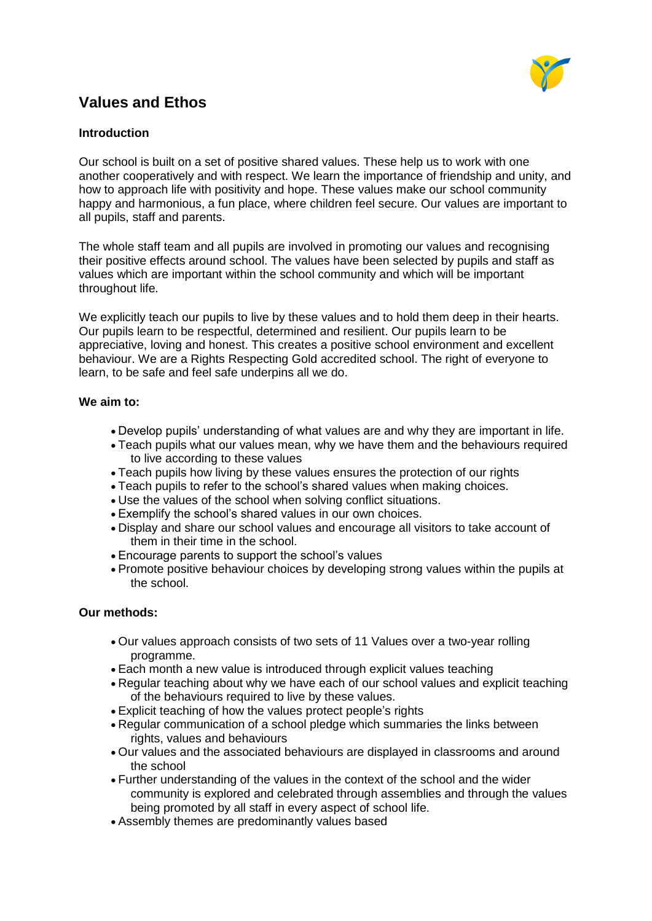# Values and Ethos

**Introduction**

Our school is built on a set of positive shared values. These help us to work with one another cooperatively and with respect. We learn the importance of friendship and unity, and how to approach life with positivity and hope. These values make our school community happy and harmonious, a fun place, where children feel secure. Our values are important to all pupils, staff and parents.

The whole staff team and all pupils are involved in promoting our values and recognising their positive effects around school. The values have been selected by pupils and staff as values which are important within the school community and which will be important throughout life.

We explicitly teach our pupils to live by these values and to hold them deep in their hearts. Our pupils learn to be respectful, determined and resilient. Our pupils learn to be appreciative, loving and honest. This creates a positive school environment and excellent behaviour. We are a Rights Respecting Gold accredited school. The right of everyone to learn, to be safe and feel safe underpins all we do.

**We aim to:**

- Develop pupils' understanding of what values are and why they are important in life.
- Teach pupils what our values mean, why we have them and the behaviours required to live according to these values
- Teach pupils how living by these values ensures the protection of our rights
- Teach pupils to refer to the school's shared values when making choices.
- Use the values of the school when solving conflict situations.
- Exemplify the school's shared values in our own choices.
- Display and share our school values and encourage all visitors to take account of them in their time in the school.
- Encourage parents to support the school's values
- Promote positive behaviour choices by developing strong values within the pupils at the school.

**Our methods:**

- Our values approach consists of two sets of 11 Values over a two-year rolling programme.
- Each month a new value is introduced through explicit values teaching
- Regular teaching about why we have each of our school values and explicit teaching of the behaviours required to live by these values.
- Explicit teaching of how the values protect people's rights
- Regular communication of a school pledge which summaries the links between rights, values and behaviours
- Our values and the associated behaviours are displayed in classrooms and around the school
- Further understanding of the values in the context of the school and the wider community is explored and celebrated through assemblies and through the values being promoted by all staff in every aspect of school life.
- Assembly themes are predominantly values based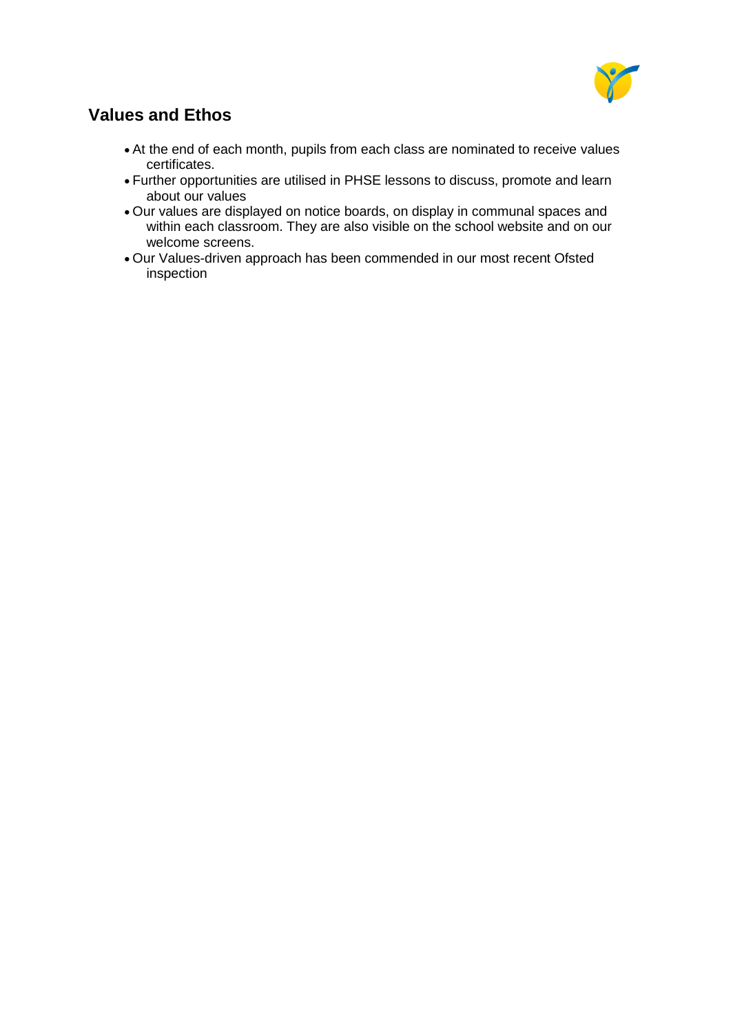## Values and Ethos

- At the end of each month, pupils from each class are nominated to receive values certificates.
- Further opportunities are utilised in PHSE lessons to discuss, promote and learn about our values
- Our values are displayed on notice boards, on display in communal spaces and within each classroom. They are also visible on the school website and on our welcome screens.
- Our Values-driven approach has been commended in our most recent Ofsted inspection